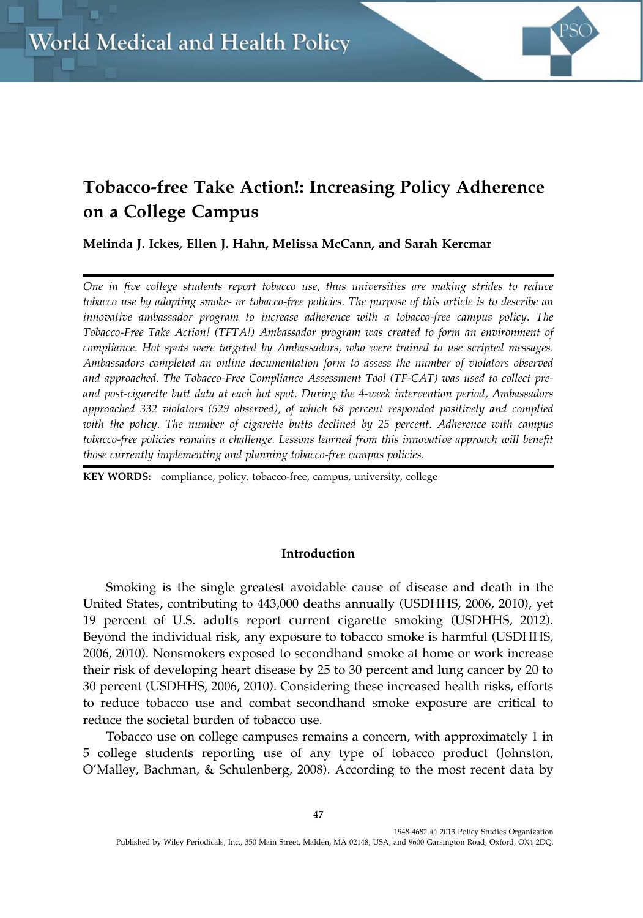# Tobacco-free Take Action!: Increasing Policy Adherence on a College Campus

**Melinda J. Ickes, Ellen J. Hahn, Melissa McCann, and Sarah Kercmar**

*One in five college students report tobacco use, thus universities are making strides to reduce tobacco use by adopting smoke- or tobacco-free policies. The purpose of this article is to describe an innovative ambassador program to increase adherence with a tobacco-free campus policy. The Tobacco-Free Take Action! (TFTA!) Ambassador program was created to form an environment of compliance. Hot spots were targeted by Ambassadors, who were trained to use scripted messages. Ambassadors completed an online documentation form to assess the number of violators observed and approached. The Tobacco-Free Compliance Assessment Tool (TF-CAT) was used to collect pre- and post-cigarette butt data at each hot spot. During the 4-week intervention period, Ambassadors approached 332 violators (529 observed), of which 68 percent responded positively and complied with the policy. The number of cigarette butts declined by 25 percent. Adherence with campus tobacco-free policies remains a challenge. Lessons learned from this innovative approach will benefit those currently implementing and planning tobacco-free campus policies.*

**KEY WORDS:** compliance, policy, tobacco-free, campus, university, college

## Introduction

Smoking is the single greatest avoidable cause of disease and death in the United States, contributing to 443,000 deaths annually (USDHHS, 2006, 2010), yet 19 percent of U.S. adults report current cigarette smoking (USDHHS, 2012). Beyond the individual risk, any exposure to tobacco smoke is harmful (USDHHS, 2006, 2010). Nonsmokers exposed to secondhand smoke at home or work increase their risk of developing heart disease by 25 to 30 percent and lung cancer by 20 to 30 percent (USDHHS, 2006, 2010). Considering these increased health risks, efforts to reduce tobacco use and combat secondhand smoke exposure are critical to reduce the societal burden of tobacco use.

Tobacco use on college campuses remains a concern, with approximately 1 in 5 college students reporting use of any type of tobacco product (Johnston, O'Malley, Bachman, & Schulenberg, 2008). According to the most recent data by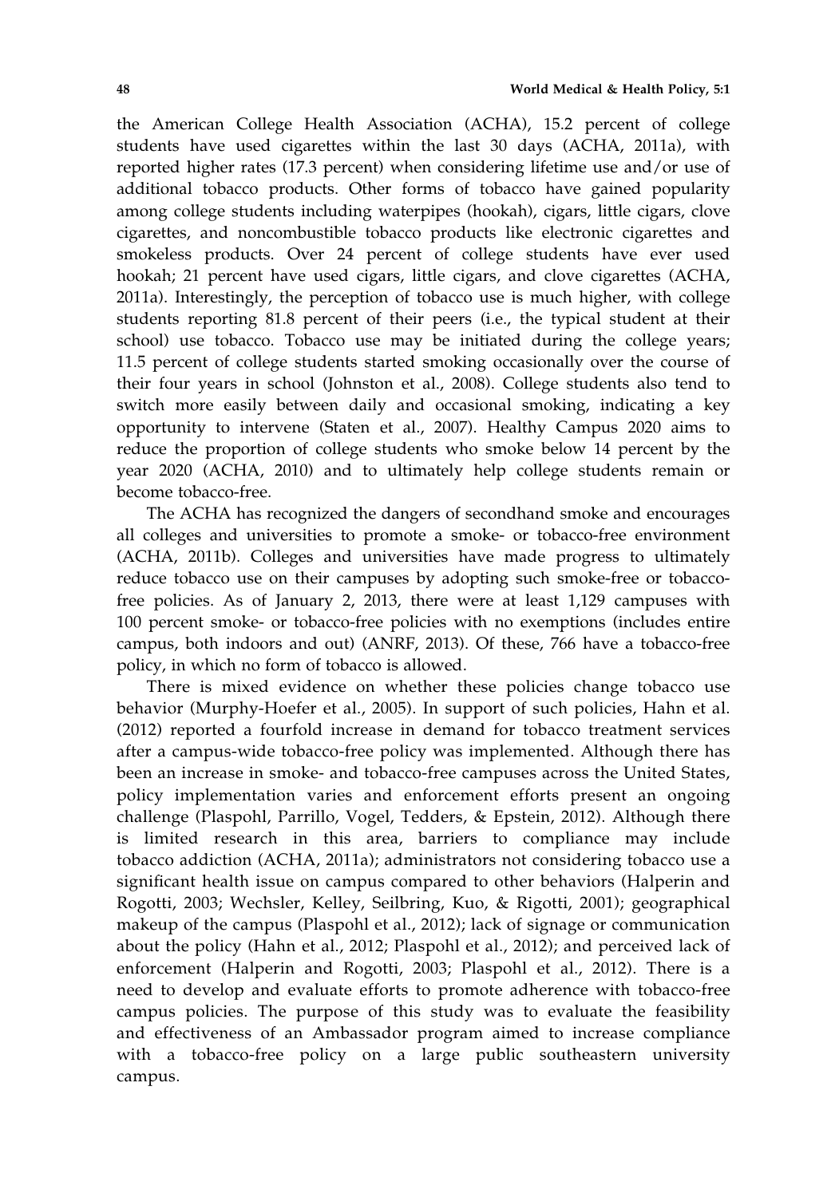the American College Health Association (ACHA), 15.2 percent of college students have used cigarettes within the last 30 days (ACHA, 2011a), with reported higher rates (17.3 percent) when considering lifetime use and/or use of additional tobacco products. Other forms of tobacco have gained popularity among college students including waterpipes (hookah), cigars, little cigars, clove cigarettes, and noncombustible tobacco products like electronic cigarettes and smokeless products. Over 24 percent of college students have ever used hookah; 21 percent have used cigars, little cigars, and clove cigarettes (ACHA, 2011a). Interestingly, the perception of tobacco use is much higher, with college students reporting 81.8 percent of their peers (i.e., the typical student at their school) use tobacco. Tobacco use may be initiated during the college years; 11.5 percent of college students started smoking occasionally over the course of their four years in school (Johnston et al., 2008). College students also tend to switch more easily between daily and occasional smoking, indicating a key opportunity to intervene (Staten et al., 2007). Healthy Campus 2020 aims to reduce the proportion of college students who smoke below 14 percent by the year 2020 (ACHA, 2010) and to ultimately help college students remain or become tobacco-free.

The ACHA has recognized the dangers of secondhand smoke and encourages all colleges and universities to promote a smoke- or tobacco-free environment (ACHA, 2011b). Colleges and universities have made progress to ultimately reduce tobacco use on their campuses by adopting such smoke-free or tobacco-free policies. As of January 2, 2013, there were at least 1,129 campuses with 100 percent smoke- or tobacco-free policies with no exemptions (includes entire campus, both indoors and out) (ANRF, 2013). Of these, 766 have a tobacco-free policy, in which no form of tobacco is allowed.

There is mixed evidence on whether these policies change tobacco use behavior (Murphy-Hoefer et al., 2005). In support of such policies, Hahn et al. (2012) reported a fourfold increase in demand for tobacco treatment services after a campus-wide tobacco-free policy was implemented. Although there has been an increase in smoke- and tobacco-free campuses across the United States, policy implementation varies and enforcement efforts present an ongoing challenge (Plaspohl, Parrillo, Vogel, Tedders, & Epstein, 2012). Although there is limited research in this area, barriers to compliance may include tobacco addiction (ACHA, 2011a); administrators not considering tobacco use a significant health issue on campus compared to other behaviors (Halperin and Rogotti, 2003; Wechsler, Kelley, Seilbring, Kuo, & Rigotti, 2001); geographical makeup of the campus (Plaspohl et al., 2012); lack of signage or communication about the policy (Hahn et al., 2012; Plaspohl et al., 2012); and perceived lack of enforcement (Halperin and Rogotti, 2003; Plaspohl et al., 2012). There is a need to develop and evaluate efforts to promote adherence with tobacco-free campus policies. The purpose of this study was to evaluate the feasibility and effectiveness of an Ambassador program aimed to increase compliance with a tobacco-free policy on a large public southeastern university campus.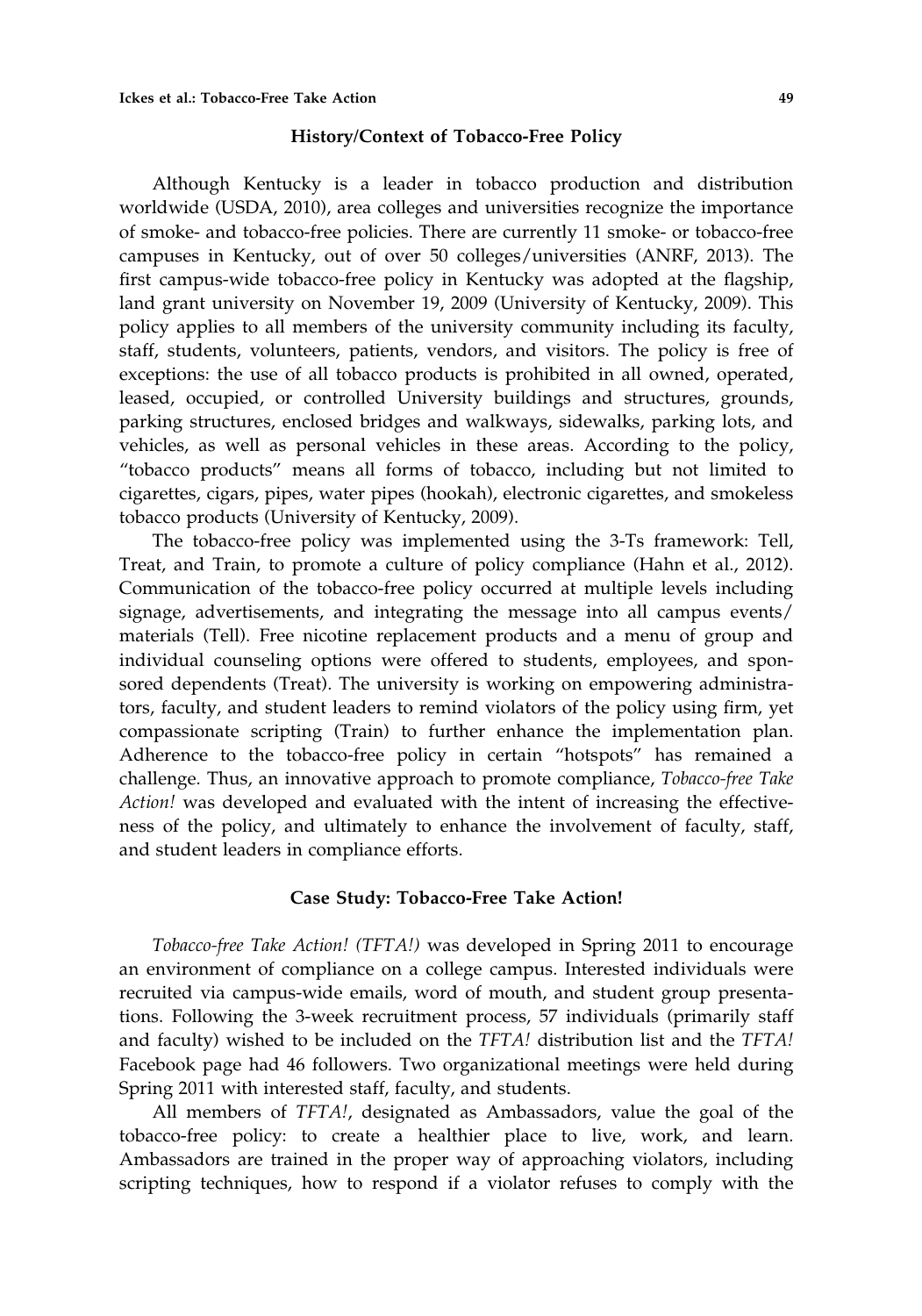## History/Context of Tobacco-Free Policy

Although Kentucky is a leader in tobacco production and distribution worldwide (USDA, 2010), area colleges and universities recognize the importance of smoke- and tobacco-free policies. There are currently 11 smoke- or tobacco-free campuses in Kentucky, out of over 50 colleges/universities (ANRF, 2013). The first campus-wide tobacco-free policy in Kentucky was adopted at the flagship, land grant university on November 19, 2009 (University of Kentucky, 2009). This policy applies to all members of the university community including its faculty, staff, students, volunteers, patients, vendors, and visitors. The policy is free of exceptions: the use of all tobacco products is prohibited in all owned, operated, leased, occupied, or controlled University buildings and structures, grounds, parking structures, enclosed bridges and walkways, sidewalks, parking lots, and vehicles, as well as personal vehicles in these areas. According to the policy, "tobacco products" means all forms of tobacco, including but not limited to cigarettes, cigars, pipes, water pipes (hookah), electronic cigarettes, and smokeless tobacco products (University of Kentucky, 2009).

The tobacco-free policy was implemented using the 3-Ts framework: Tell, Treat, and Train, to promote a culture of policy compliance (Hahn et al., 2012). Communication of the tobacco-free policy occurred at multiple levels including signage, advertisements, and integrating the message into all campus events/materials (Tell). Free nicotine replacement products and a menu of group and individual counseling options were offered to students, employees, and sponsored dependents (Treat). The university is working on empowering administrators, faculty, and student leaders to remind violators of the policy using firm, yet compassionate scripting (Train) to further enhance the implementation plan. Adherence to the tobacco-free policy in certain "hotspots" has remained a challenge. Thus, an innovative approach to promote compliance, *Tobacco-free Take Action!* was developed and evaluated with the intent of increasing the effectiveness of the policy, and ultimately to enhance the involvement of faculty, staff, and student leaders in compliance efforts.

## Case Study: Tobacco-Free Take Action!

*Tobacco-free Take Action! (TFTA!)* was developed in Spring 2011 to encourage an environment of compliance on a college campus. Interested individuals were recruited via campus-wide emails, word of mouth, and student group presentations. Following the 3-week recruitment process, 57 individuals (primarily staff and faculty) wished to be included on the *TFTA!* distribution list and the *TFTA!* Facebook page had 46 followers. Two organizational meetings were held during Spring 2011 with interested staff, faculty, and students.

All members of *TFTA!*, designated as Ambassadors, value the goal of the tobacco-free policy: to create a healthier place to live, work, and learn. Ambassadors are trained in the proper way of approaching violators, including scripting techniques, how to respond if a violator refuses to comply with the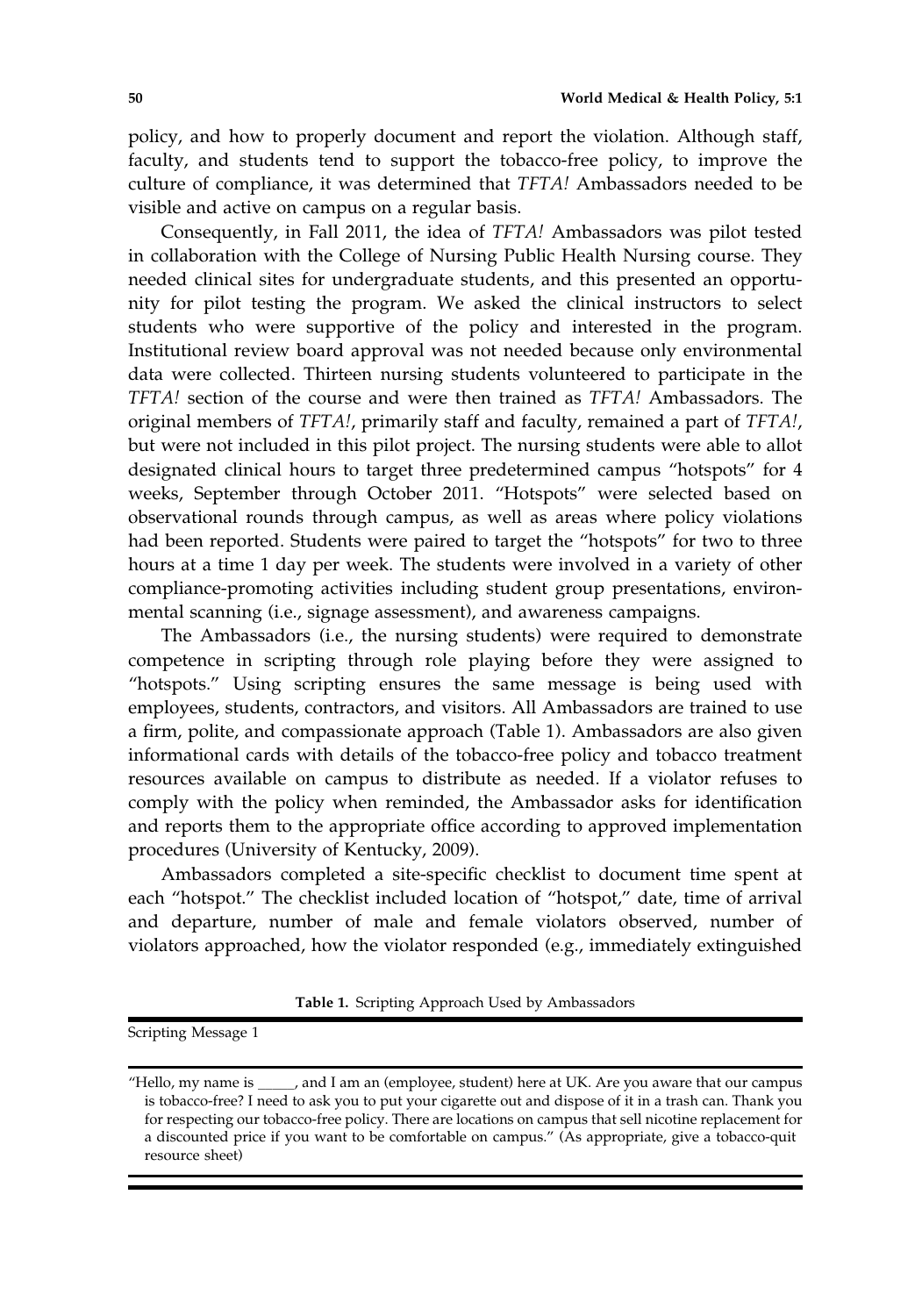policy, and how to properly document and report the violation. Although staff, faculty, and students tend to support the tobacco-free policy, to improve the culture of compliance, it was determined that *TFTA!* Ambassadors needed to be visible and active on campus on a regular basis.

Consequently, in Fall 2011, the idea of *TFTA!* Ambassadors was pilot tested in collaboration with the College of Nursing Public Health Nursing course. They needed clinical sites for undergraduate students, and this presented an opportunity for pilot testing the program. We asked the clinical instructors to select students who were supportive of the policy and interested in the program. Institutional review board approval was not needed because only environmental data were collected. Thirteen nursing students volunteered to participate in the *TFTA!* section of the course and were then trained as *TFTA!* Ambassadors. The original members of *TFTA!*, primarily staff and faculty, remained a part of *TFTA!*, but were not included in this pilot project. The nursing students were able to allot designated clinical hours to target three predetermined campus "hotspots" for 4 weeks, September through October 2011. "Hotspots" were selected based on observational rounds through campus, as well as areas where policy violations had been reported. Students were paired to target the "hotspots" for two to three hours at a time 1 day per week. The students were involved in a variety of other compliance-promoting activities including student group presentations, environmental scanning (i.e., signage assessment), and awareness campaigns.

The Ambassadors (i.e., the nursing students) were required to demonstrate competence in scripting through role playing before they were assigned to "hotspots." Using scripting ensures the same message is being used with employees, students, contractors, and visitors. All Ambassadors are trained to use a firm, polite, and compassionate approach (Table 1). Ambassadors are also given informational cards with details of the tobacco-free policy and tobacco treatment resources available on campus to distribute as needed. If a violator refuses to comply with the policy when reminded, the Ambassador asks for identification and reports them to the appropriate office according to approved implementation procedures (University of Kentucky, 2009).

Ambassadors completed a site-specific checklist to document time spent at each "hotspot." The checklist included location of "hotspot," date, time of arrival and departure, number of male and female violators observed, number of violators approached, how the violator responded (e.g., immediately extinguished

**Table 1.** Scripting Approach Used by Ambassadors

| Scripting Message 1 |
|---|
| "Hello, my name is _____, and I am an (employee, student) here at UK. Are you aware that our campus is tobacco-free? I need to ask you to put your cigarette out and dispose of it in a trash can. Thank you for respecting our tobacco-free policy. There are locations on campus that sell nicotine replacement for a discounted price if you want to be comfortable on campus." (As appropriate, give a tobacco-quit resource sheet) |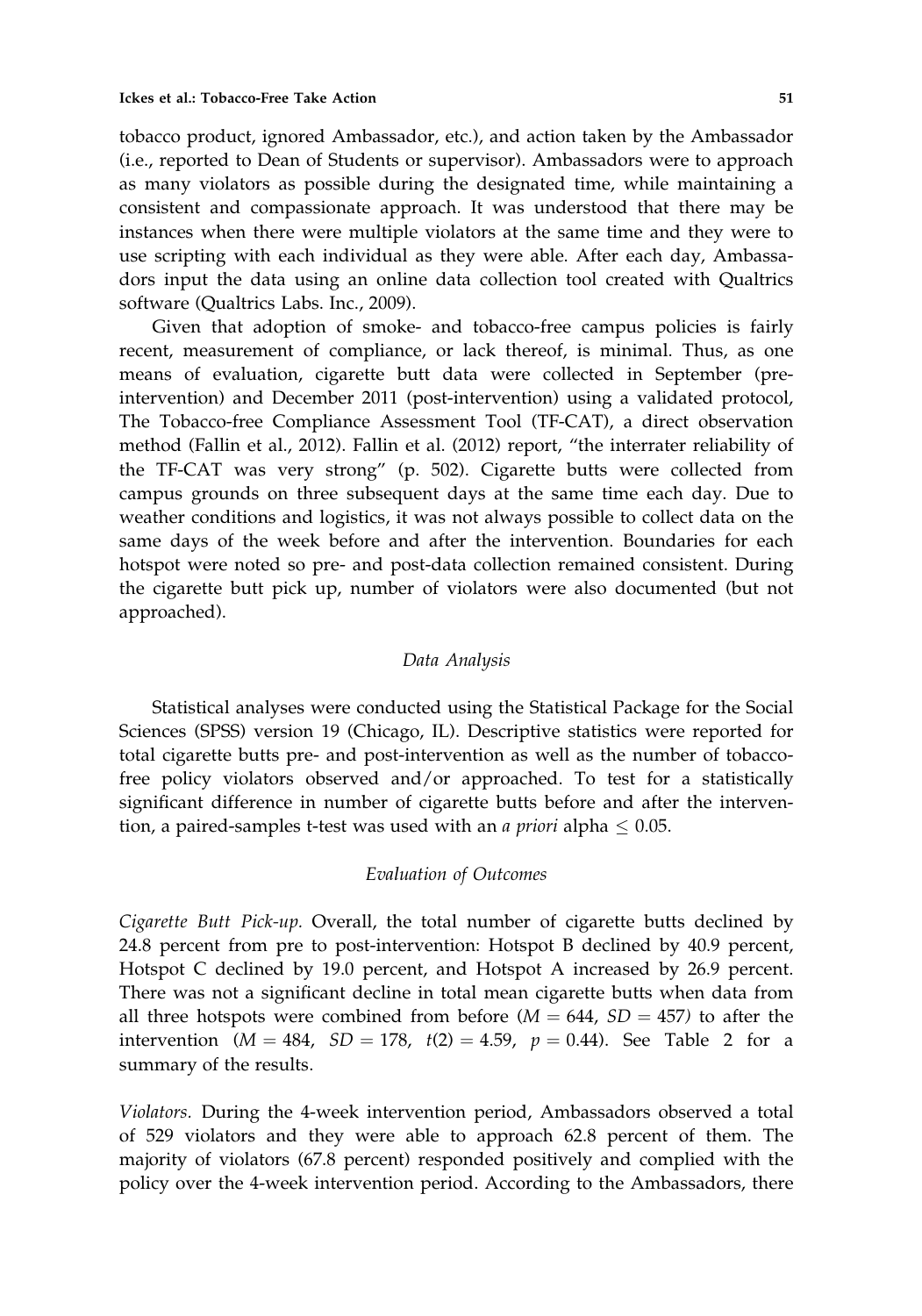tobacco product, ignored Ambassador, etc.), and action taken by the Ambassador (i.e., reported to Dean of Students or supervisor). Ambassadors were to approach as many violators as possible during the designated time, while maintaining a consistent and compassionate approach. It was understood that there may be instances when there were multiple violators at the same time and they were to use scripting with each individual as they were able. After each day, Ambassadors input the data using an online data collection tool created with Qualtrics software (Qualtrics Labs. Inc., 2009).

Given that adoption of smoke- and tobacco-free campus policies is fairly recent, measurement of compliance, or lack thereof, is minimal. Thus, as one means of evaluation, cigarette butt data were collected in September (pre-intervention) and December 2011 (post-intervention) using a validated protocol, The Tobacco-free Compliance Assessment Tool (TF-CAT), a direct observation method (Fallin et al., 2012). Fallin et al. (2012) report, "the interrater reliability of the TF-CAT was very strong" (p. 502). Cigarette butts were collected from campus grounds on three subsequent days at the same time each day. Due to weather conditions and logistics, it was not always possible to collect data on the same days of the week before and after the intervention. Boundaries for each hotspot were noted so pre- and post-data collection remained consistent. During the cigarette butt pick up, number of violators were also documented (but not approached).

### *Data Analysis*

Statistical analyses were conducted using the Statistical Package for the Social Sciences (SPSS) version 19 (Chicago, IL). Descriptive statistics were reported for total cigarette butts pre- and post-intervention as well as the number of tobacco-free policy violators observed and/or approached. To test for a statistically significant difference in number of cigarette butts before and after the intervention, a paired-samples t-test was used with an *a priori* alpha $\leq 0.05$.

### *Evaluation of Outcomes*

*Cigarette Butt Pick-up.* Overall, the total number of cigarette butts declined by 24.8 percent from pre to post-intervention: Hotspot B declined by 40.9 percent, Hotspot C declined by 19.0 percent, and Hotspot A increased by 26.9 percent. There was not a significant decline in total mean cigarette butts when data from all three hotspots were combined from before ($M = 644$, $SD = 457$) to after the intervention ($M = 484$, $SD = 178$, $t(2) = 4.59$, $p = 0.44$). See Table 2 for a summary of the results.

*Violators.* During the 4-week intervention period, Ambassadors observed a total of 529 violators and they were able to approach 62.8 percent of them. The majority of violators (67.8 percent) responded positively and complied with the policy over the 4-week intervention period. According to the Ambassadors, there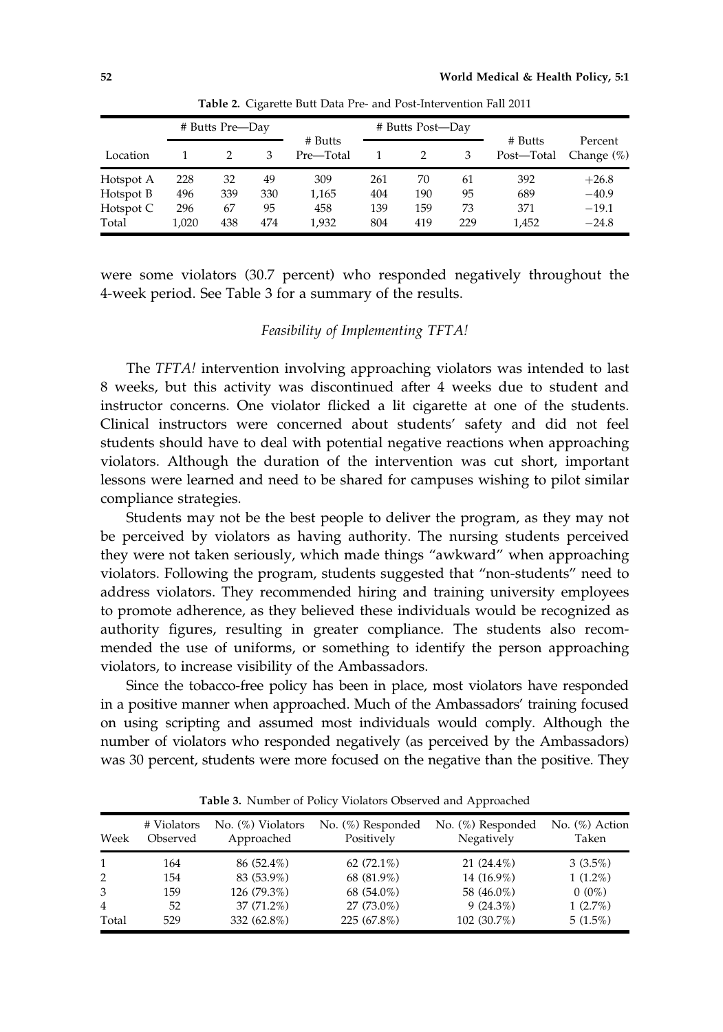**Table 2.** Cigarette Butt Data Pre- and Post-Intervention Fall 2011

| Location | # Butts Pre—Day | | | # Butts Pre—Total | # Butts Post—Day | | | # Butts Post—Total | Percent Change (%) |
|---|---|---|---|---|---|---|---|---|---|
| | 1 | 2 | 3 | | 1 | 2 | 3 | | |
| Hotspot A | 228 | 32 | 49 | 309 | 261 | 70 | 61 | 392 | +26.8 |
| Hotspot B | 496 | 339 | 330 | 1,165 | 404 | 190 | 95 | 689 | −40.9 |
| Hotspot C | 296 | 67 | 95 | 458 | 139 | 159 | 73 | 371 | −19.1 |
| Total | 1,020 | 438 | 474 | 1,932 | 804 | 419 | 229 | 1,452 | −24.8 |

were some violators (30.7 percent) who responded negatively throughout the 4-week period. See Table 3 for a summary of the results.

### *Feasibility of Implementing TFTA!*

The *TFTA!* intervention involving approaching violators was intended to last 8 weeks, but this activity was discontinued after 4 weeks due to student and instructor concerns. One violator flicked a lit cigarette at one of the students. Clinical instructors were concerned about students' safety and did not feel students should have to deal with potential negative reactions when approaching violators. Although the duration of the intervention was cut short, important lessons were learned and need to be shared for campuses wishing to pilot similar compliance strategies.

Students may not be the best people to deliver the program, as they may not be perceived by violators as having authority. The nursing students perceived they were not taken seriously, which made things "awkward" when approaching violators. Following the program, students suggested that "non-students" need to address violators. They recommended hiring and training university employees to promote adherence, as they believed these individuals would be recognized as authority figures, resulting in greater compliance. The students also recommended the use of uniforms, or something to identify the person approaching violators, to increase visibility of the Ambassadors.

Since the tobacco-free policy has been in place, most violators have responded in a positive manner when approached. Much of the Ambassadors' training focused on using scripting and assumed most individuals would comply. Although the number of violators who responded negatively (as perceived by the Ambassadors) was 30 percent, students were more focused on the negative than the positive. They

**Table 3.** Number of Policy Violators Observed and Approached

| Week | # Violators Observed | No. (%) Violators Approached | No. (%) Responded Positively | No. (%) Responded Negatively | No. (%) Action Taken |
|---|---|---|---|---|---|
| 1 | 164 | 86 (52.4%) | 62 (72.1%) | 21 (24.4%) | 3 (3.5%) |
| 2 | 154 | 83 (53.9%) | 68 (81.9%) | 14 (16.9%) | 1 (1.2%) |
| 3 | 159 | 126 (79.3%) | 68 (54.0%) | 58 (46.0%) | 0 (0%) |
| 4 | 52 | 37 (71.2%) | 27 (73.0%) | 9 (24.3%) | 1 (2.7%) |
| Total | 529 | 332 (62.8%) | 225 (67.8%) | 102 (30.7%) | 5 (1.5%) |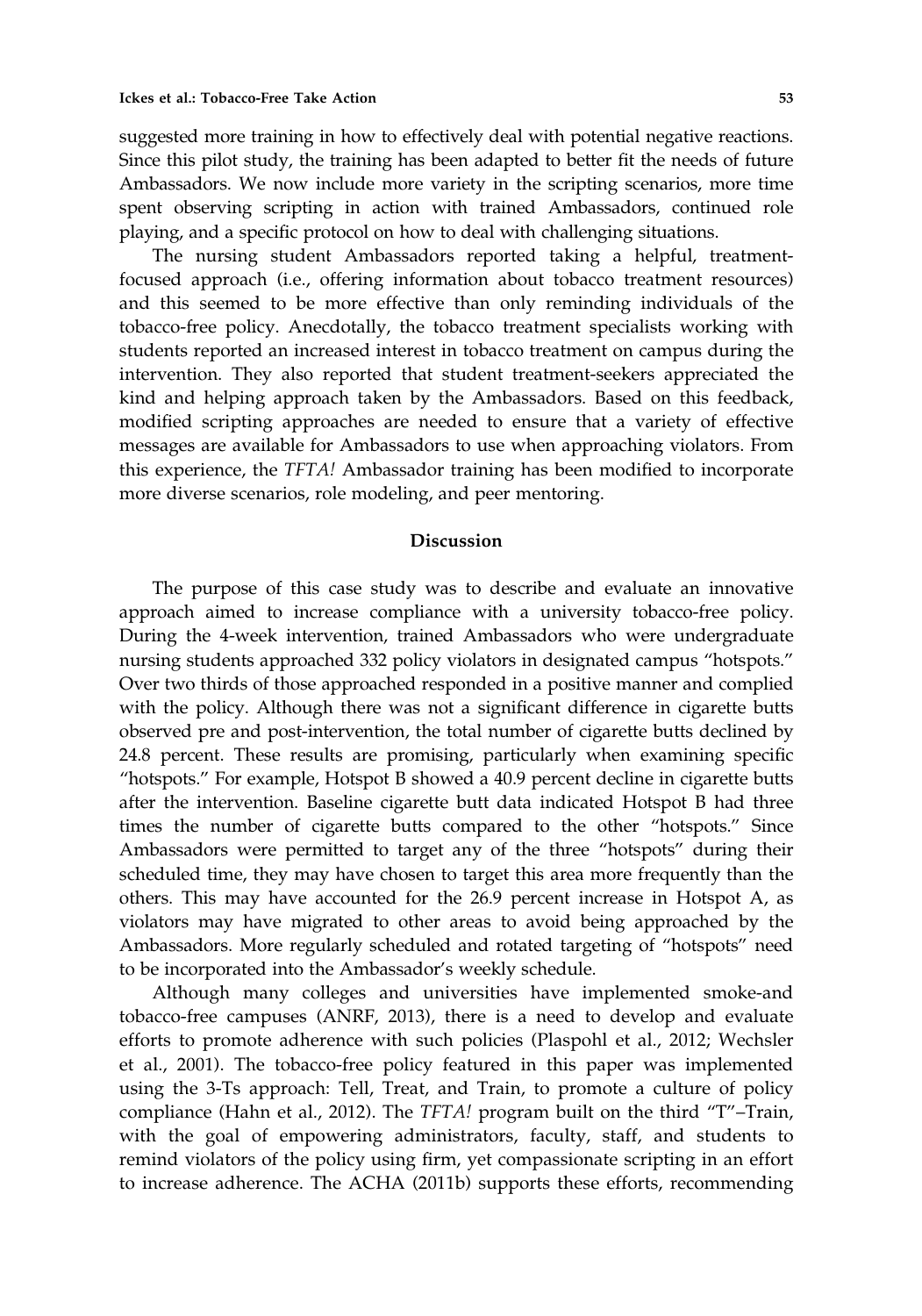suggested more training in how to effectively deal with potential negative reactions. Since this pilot study, the training has been adapted to better fit the needs of future Ambassadors. We now include more variety in the scripting scenarios, more time spent observing scripting in action with trained Ambassadors, continued role playing, and a specific protocol on how to deal with challenging situations.

The nursing student Ambassadors reported taking a helpful, treatment-focused approach (i.e., offering information about tobacco treatment resources) and this seemed to be more effective than only reminding individuals of the tobacco-free policy. Anecdotally, the tobacco treatment specialists working with students reported an increased interest in tobacco treatment on campus during the intervention. They also reported that student treatment-seekers appreciated the kind and helping approach taken by the Ambassadors. Based on this feedback, modified scripting approaches are needed to ensure that a variety of effective messages are available for Ambassadors to use when approaching violators. From this experience, the *TFTA!* Ambassador training has been modified to incorporate more diverse scenarios, role modeling, and peer mentoring.

## Discussion

The purpose of this case study was to describe and evaluate an innovative approach aimed to increase compliance with a university tobacco-free policy. During the 4-week intervention, trained Ambassadors who were undergraduate nursing students approached 332 policy violators in designated campus "hotspots." Over two thirds of those approached responded in a positive manner and complied with the policy. Although there was not a significant difference in cigarette butts observed pre and post-intervention, the total number of cigarette butts declined by 24.8 percent. These results are promising, particularly when examining specific "hotspots." For example, Hotspot B showed a 40.9 percent decline in cigarette butts after the intervention. Baseline cigarette butt data indicated Hotspot B had three times the number of cigarette butts compared to the other "hotspots." Since Ambassadors were permitted to target any of the three "hotspots" during their scheduled time, they may have chosen to target this area more frequently than the others. This may have accounted for the 26.9 percent increase in Hotspot A, as violators may have migrated to other areas to avoid being approached by the Ambassadors. More regularly scheduled and rotated targeting of "hotspots" need to be incorporated into the Ambassador's weekly schedule.

Although many colleges and universities have implemented smoke-and tobacco-free campuses (ANRF, 2013), there is a need to develop and evaluate efforts to promote adherence with such policies (Plaspohl et al., 2012; Wechsler et al., 2001). The tobacco-free policy featured in this paper was implemented using the 3-Ts approach: Tell, Treat, and Train, to promote a culture of policy compliance (Hahn et al., 2012). The *TFTA!* program built on the third "T"–Train, with the goal of empowering administrators, faculty, staff, and students to remind violators of the policy using firm, yet compassionate scripting in an effort to increase adherence. The ACHA (2011b) supports these efforts, recommending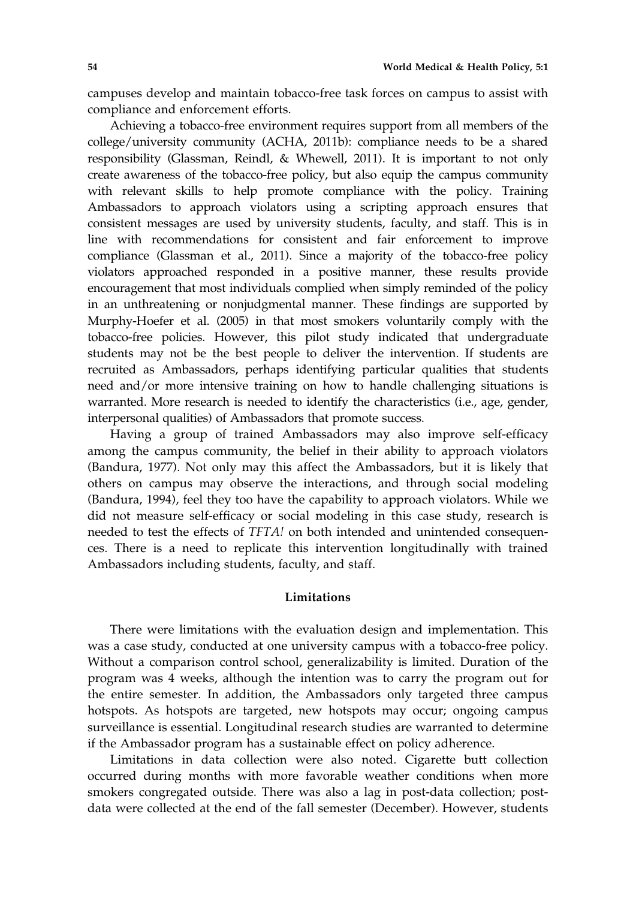campuses develop and maintain tobacco-free task forces on campus to assist with compliance and enforcement efforts.

Achieving a tobacco-free environment requires support from all members of the college/university community (ACHA, 2011b): compliance needs to be a shared responsibility (Glassman, Reindl, & Whewell, 2011). It is important to not only create awareness of the tobacco-free policy, but also equip the campus community with relevant skills to help promote compliance with the policy. Training Ambassadors to approach violators using a scripting approach ensures that consistent messages are used by university students, faculty, and staff. This is in line with recommendations for consistent and fair enforcement to improve compliance (Glassman et al., 2011). Since a majority of the tobacco-free policy violators approached responded in a positive manner, these results provide encouragement that most individuals complied when simply reminded of the policy in an unthreatening or nonjudgmental manner. These findings are supported by Murphy-Hoefer et al. (2005) in that most smokers voluntarily comply with the tobacco-free policies. However, this pilot study indicated that undergraduate students may not be the best people to deliver the intervention. If students are recruited as Ambassadors, perhaps identifying particular qualities that students need and/or more intensive training on how to handle challenging situations is warranted. More research is needed to identify the characteristics (i.e., age, gender, interpersonal qualities) of Ambassadors that promote success.

Having a group of trained Ambassadors may also improve self-efficacy among the campus community, the belief in their ability to approach violators (Bandura, 1977). Not only may this affect the Ambassadors, but it is likely that others on campus may observe the interactions, and through social modeling (Bandura, 1994), feel they too have the capability to approach violators. While we did not measure self-efficacy or social modeling in this case study, research is needed to test the effects of *TFTA!* on both intended and unintended consequences. There is a need to replicate this intervention longitudinally with trained Ambassadors including students, faculty, and staff.

## Limitations

There were limitations with the evaluation design and implementation. This was a case study, conducted at one university campus with a tobacco-free policy. Without a comparison control school, generalizability is limited. Duration of the program was 4 weeks, although the intention was to carry the program out for the entire semester. In addition, the Ambassadors only targeted three campus hotspots. As hotspots are targeted, new hotspots may occur; ongoing campus surveillance is essential. Longitudinal research studies are warranted to determine if the Ambassador program has a sustainable effect on policy adherence.

Limitations in data collection were also noted. Cigarette butt collection occurred during months with more favorable weather conditions when more smokers congregated outside. There was also a lag in post-data collection; post-data were collected at the end of the fall semester (December). However, students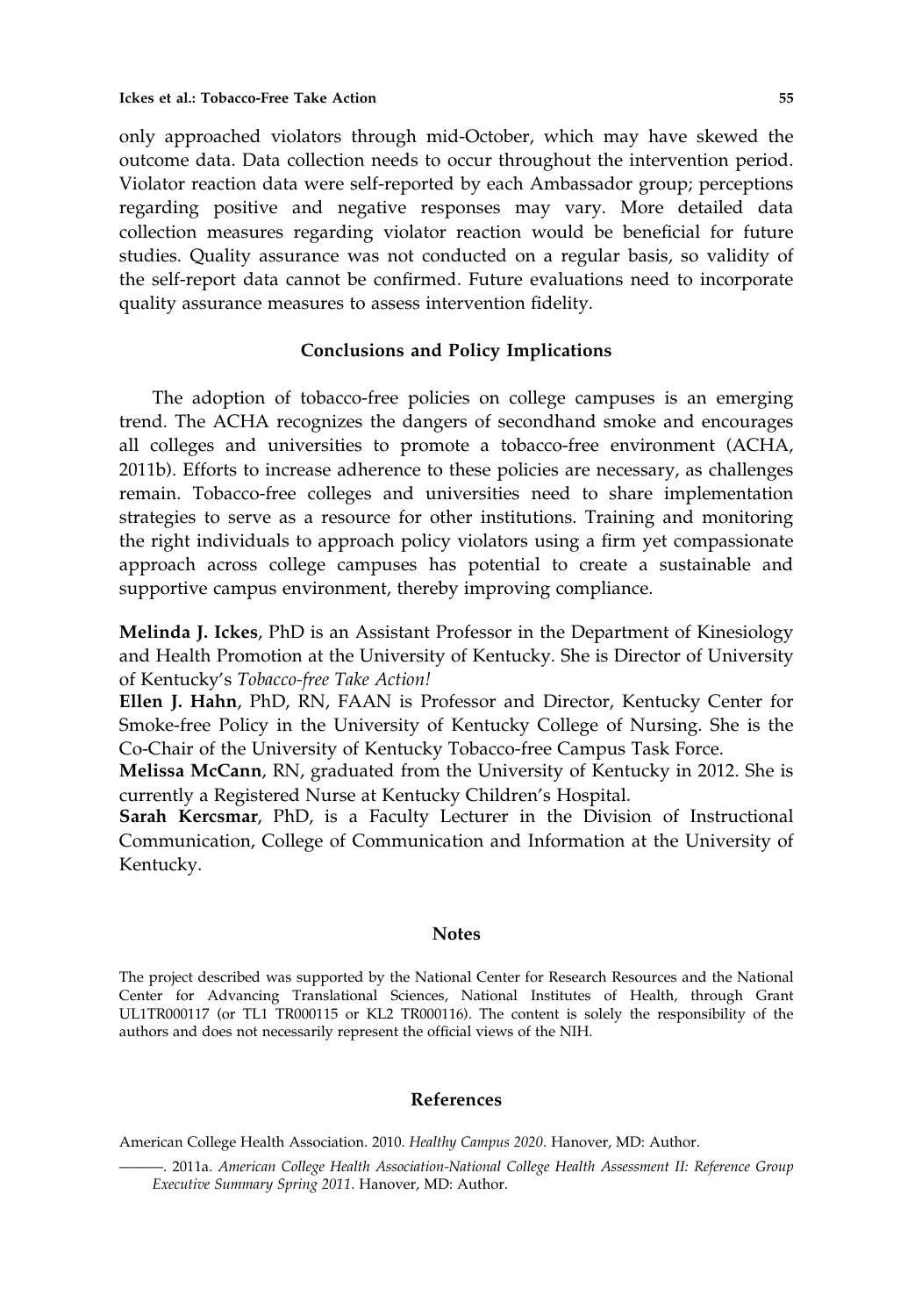only approached violators through mid-October, which may have skewed the outcome data. Data collection needs to occur throughout the intervention period. Violator reaction data were self-reported by each Ambassador group; perceptions regarding positive and negative responses may vary. More detailed data collection measures regarding violator reaction would be beneficial for future studies. Quality assurance was not conducted on a regular basis, so validity of the self-report data cannot be confirmed. Future evaluations need to incorporate quality assurance measures to assess intervention fidelity.

## Conclusions and Policy Implications

The adoption of tobacco-free policies on college campuses is an emerging trend. The ACHA recognizes the dangers of secondhand smoke and encourages all colleges and universities to promote a tobacco-free environment (ACHA, 2011b). Efforts to increase adherence to these policies are necessary, as challenges remain. Tobacco-free colleges and universities need to share implementation strategies to serve as a resource for other institutions. Training and monitoring the right individuals to approach policy violators using a firm yet compassionate approach across college campuses has potential to create a sustainable and supportive campus environment, thereby improving compliance.

**Melinda J. Ickes**, PhD is an Assistant Professor in the Department of Kinesiology and Health Promotion at the University of Kentucky. She is Director of University of Kentucky's *Tobacco-free Take Action!*

**Ellen J. Hahn**, PhD, RN, FAAN is Professor and Director, Kentucky Center for Smoke-free Policy in the University of Kentucky College of Nursing. She is the Co-Chair of the University of Kentucky Tobacco-free Campus Task Force.

**Melissa McCann**, RN, graduated from the University of Kentucky in 2012. She is currently a Registered Nurse at Kentucky Children's Hospital.

**Sarah Kercsmar**, PhD, is a Faculty Lecturer in the Division of Instructional Communication, College of Communication and Information at the University of Kentucky.

## Notes

The project described was supported by the National Center for Research Resources and the National Center for Advancing Translational Sciences, National Institutes of Health, through Grant UL1TR000117 (or TL1 TR000115 or KL2 TR000116). The content is solely the responsibility of the authors and does not necessarily represent the official views of the NIH.

## References

American College Health Association. 2010. *Healthy Campus 2020*. Hanover, MD: Author.

———. 2011a. *American College Health Association-National College Health Assessment II: Reference Group Executive Summary Spring 2011*. Hanover, MD: Author.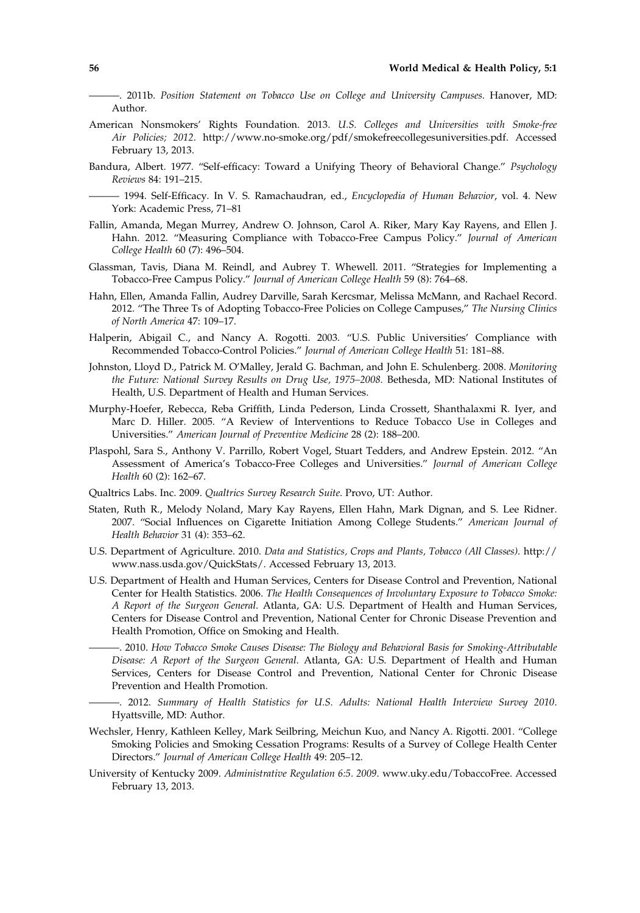———. 2011b. *Position Statement on Tobacco Use on College and University Campuses*. Hanover, MD: Author.

American Nonsmokers' Rights Foundation. 2013. *U.S. Colleges and Universities with Smoke-free Air Policies; 2012*. http://www.no-smoke.org/pdf/smokefreecollegesuniversities.pdf. Accessed February 13, 2013.

Bandura, Albert. 1977. "Self-efficacy: Toward a Unifying Theory of Behavioral Change." *Psychology Reviews* 84: 191–215.

——— 1994. Self-Efficacy. In V. S. Ramachaudran, ed., *Encyclopedia of Human Behavior*, vol. 4. New York: Academic Press, 71–81

Fallin, Amanda, Megan Murrey, Andrew O. Johnson, Carol A. Riker, Mary Kay Rayens, and Ellen J. Hahn. 2012. "Measuring Compliance with Tobacco-Free Campus Policy." *Journal of American College Health* 60 (7): 496–504.

Glassman, Tavis, Diana M. Reindl, and Aubrey T. Whewell. 2011. "Strategies for Implementing a Tobacco-Free Campus Policy." *Journal of American College Health* 59 (8): 764–68.

Hahn, Ellen, Amanda Fallin, Audrey Darville, Sarah Kercsmar, Melissa McMann, and Rachael Record. 2012. "The Three Ts of Adopting Tobacco-Free Policies on College Campuses," *The Nursing Clinics of North America* 47: 109–17.

Halperin, Abigail C., and Nancy A. Rogotti. 2003. "U.S. Public Universities' Compliance with Recommended Tobacco-Control Policies." *Journal of American College Health* 51: 181–88.

Johnston, Lloyd D., Patrick M. O'Malley, Jerald G. Bachman, and John E. Schulenberg. 2008. *Monitoring the Future: National Survey Results on Drug Use, 1975–2008*. Bethesda, MD: National Institutes of Health, U.S. Department of Health and Human Services.

Murphy-Hoefer, Rebecca, Reba Griffith, Linda Pederson, Linda Crossett, Shanthalaxmi R. Iyer, and Marc D. Hiller. 2005. "A Review of Interventions to Reduce Tobacco Use in Colleges and Universities." *American Journal of Preventive Medicine* 28 (2): 188–200.

Plaspohl, Sara S., Anthony V. Parrillo, Robert Vogel, Stuart Tedders, and Andrew Epstein. 2012. "An Assessment of America's Tobacco-Free Colleges and Universities." *Journal of American College Health* 60 (2): 162–67.

Qualtrics Labs. Inc. 2009. *Qualtrics Survey Research Suite*. Provo, UT: Author.

Staten, Ruth R., Melody Noland, Mary Kay Rayens, Ellen Hahn, Mark Dignan, and S. Lee Ridner. 2007. "Social Influences on Cigarette Initiation Among College Students." *American Journal of Health Behavior* 31 (4): 353–62.

U.S. Department of Agriculture. 2010. *Data and Statistics, Crops and Plants, Tobacco (All Classes)*. http://www.nass.usda.gov/QuickStats/. Accessed February 13, 2013.

U.S. Department of Health and Human Services, Centers for Disease Control and Prevention, National Center for Health Statistics. 2006. *The Health Consequences of Involuntary Exposure to Tobacco Smoke: A Report of the Surgeon General*. Atlanta, GA: U.S. Department of Health and Human Services, Centers for Disease Control and Prevention, National Center for Chronic Disease Prevention and Health Promotion, Office on Smoking and Health.

———. 2010. *How Tobacco Smoke Causes Disease: The Biology and Behavioral Basis for Smoking-Attributable Disease: A Report of the Surgeon General*. Atlanta, GA: U.S. Department of Health and Human Services, Centers for Disease Control and Prevention, National Center for Chronic Disease Prevention and Health Promotion.

———. 2012. *Summary of Health Statistics for U.S. Adults: National Health Interview Survey 2010*. Hyattsville, MD: Author.

Wechsler, Henry, Kathleen Kelley, Mark Seilbring, Meichun Kuo, and Nancy A. Rigotti. 2001. "College Smoking Policies and Smoking Cessation Programs: Results of a Survey of College Health Center Directors." *Journal of American College Health* 49: 205–12.

University of Kentucky 2009. *Administrative Regulation 6:5. 2009*. www.uky.edu/TobaccoFree. Accessed February 13, 2013.